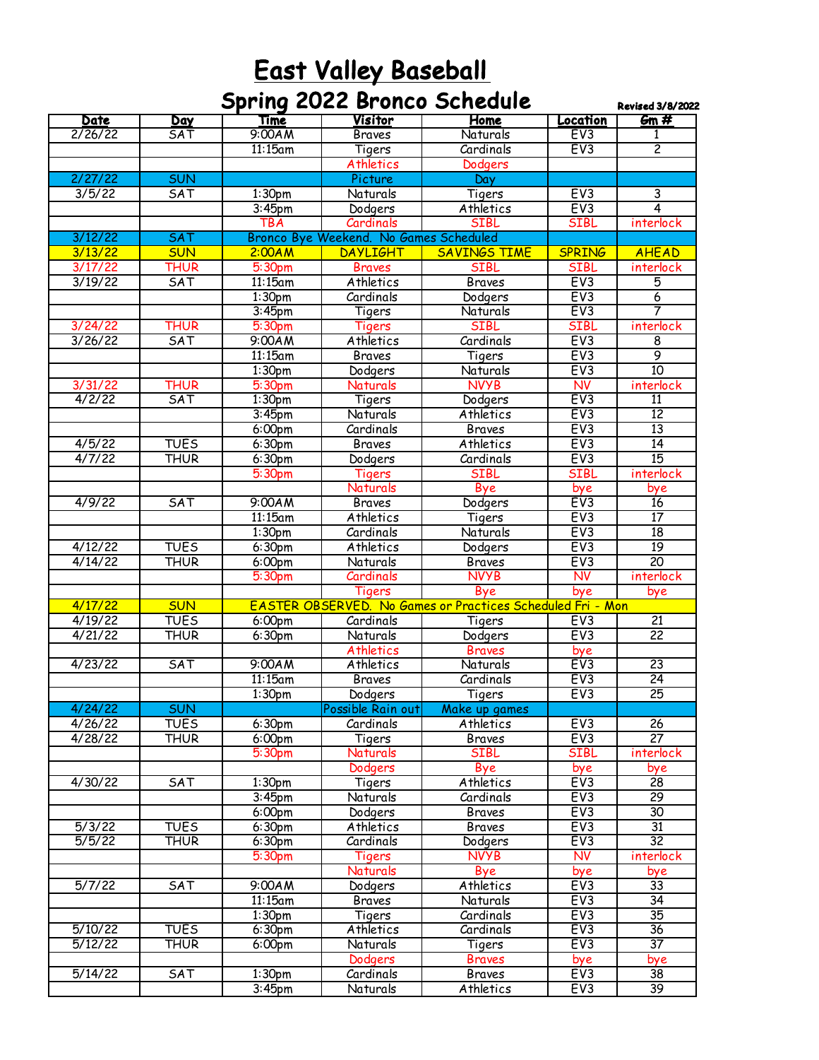# East Valley Baseball

## Spring 2022 Bronco Schedule

Revised 3/8/2022

| Date | Day | Time | Visitor | Home | Location | Gm # |
|---|---|---|---|---|---|---|
| 2/26/22 | SAT | 9:00AM | Braves | Naturals | EV3 | 1 |
| | | 11:15am | Tigers | Cardinals | EV3 | 2 |
| | | | Athletics | Dodgers | | |
| 2/27/22 | SUN | | Picture | Day | | |
| 3/5/22 | SAT | 1:30pm | Naturals | Tigers | EV3 | 3 |
| | | 3:45pm | Dodgers | Athletics | EV3 | 4 |
| | | TBA | Cardinals | SIBL | SIBL | interlock |
| 3/12/22 | SAT | Bronco Bye Weekend. No Games Scheduled | | | | |
| 3/13/22 | SUN | 2:00AM | DAYLIGHT | SAVINGS TIME | SPRING | AHEAD |
| 3/17/22 | THUR | 5:30pm | Braves | SIBL | SIBL | interlock |
| 3/19/22 | SAT | 11:15am | Athletics | Braves | EV3 | 5 |
| | | 1:30pm | Cardinals | Dodgers | EV3 | 6 |
| | | 3:45pm | Tigers | Naturals | EV3 | 7 |
| 3/24/22 | THUR | 5:30pm | Tigers | SIBL | SIBL | interlock |
| 3/26/22 | SAT | 9:00AM | Athletics | Cardinals | EV3 | 8 |
| | | 11:15am | Braves | Tigers | EV3 | 9 |
| | | 1:30pm | Dodgers | Naturals | EV3 | 10 |
| 3/31/22 | THUR | 5:30pm | Naturals | NVYB | NV | interlock |
| 4/2/22 | SAT | 1:30pm | Tigers | Dodgers | EV3 | 11 |
| | | 3:45pm | Naturals | Athletics | EV3 | 12 |
| | | 6:00pm | Cardinals | Braves | EV3 | 13 |
| 4/5/22 | TUES | 6:30pm | Braves | Athletics | EV3 | 14 |
| 4/7/22 | THUR | 6:30pm | Dodgers | Cardinals | EV3 | 15 |
| | | 5:30pm | Tigers | SIBL | SIBL | interlock |
| | | | Naturals | Bye | bye | bye |
| 4/9/22 | SAT | 9:00AM | Braves | Dodgers | EV3 | 16 |
| | | 11:15am | Athletics | Tigers | EV3 | 17 |
| | | 1:30pm | Cardinals | Naturals | EV3 | 18 |
| 4/12/22 | TUES | 6:30pm | Athletics | Dodgers | EV3 | 19 |
| 4/14/22 | THUR | 6:00pm | Naturals | Braves | EV3 | 20 |
| | | 5:30pm | Cardinals | NVYB | NV | interlock |
| | | | Tigers | Bye | bye | bye |
| 4/17/22 | SUN | EASTER OBSERVED. No Games or Practices Scheduled Fri - Mon | | | | |
| 4/19/22 | TUES | 6:00pm | Cardinals | Tigers | EV3 | 21 |
| 4/21/22 | THUR | 6:30pm | Naturals | Dodgers | EV3 | 22 |
| | | | Athletics | Braves | bye | |
| 4/23/22 | SAT | 9:00AM | Athletics | Naturals | EV3 | 23 |
| | | 11:15am | Braves | Cardinals | EV3 | 24 |
| | | 1:30pm | Dodgers | Tigers | EV3 | 25 |
| 4/24/22 | SUN | | Possible Rain out | Make up games | | |
| 4/26/22 | TUES | 6:30pm | Cardinals | Athletics | EV3 | 26 |
| 4/28/22 | THUR | 6:00pm | Tigers | Braves | EV3 | 27 |
| | | 5:30pm | Naturals | SIBL | SIBL | interlock |
| | | | Dodgers | Bye | bye | bye |
| 4/30/22 | SAT | 1:30pm | Tigers | Athletics | EV3 | 28 |
| | | 3:45pm | Naturals | Cardinals | EV3 | 29 |
| | | 6:00pm | Dodgers | Braves | EV3 | 30 |
| 5/3/22 | TUES | 6:30pm | Athletics | Braves | EV3 | 31 |
| 5/5/22 | THUR | 6:30pm | Cardinals | Dodgers | EV3 | 32 |
| | | 5:30pm | Tigers | NVYB | NV | interlock |
| | | | Naturals | Bye | bye | bye |
| 5/7/22 | SAT | 9:00AM | Dodgers | Athletics | EV3 | 33 |
| | | 11:15am | Braves | Naturals | EV3 | 34 |
| | | 1:30pm | Tigers | Cardinals | EV3 | 35 |
| 5/10/22 | TUES | 6:30pm | Athletics | Cardinals | EV3 | 36 |
| 5/12/22 | THUR | 6:00pm | Naturals | Tigers | EV3 | 37 |
| | | | Dodgers | Braves | bye | bye |
| 5/14/22 | SAT | 1:30pm | Cardinals | Braves | EV3 | 38 |
| | | 3:45pm | Naturals | Athletics | EV3 | 39 |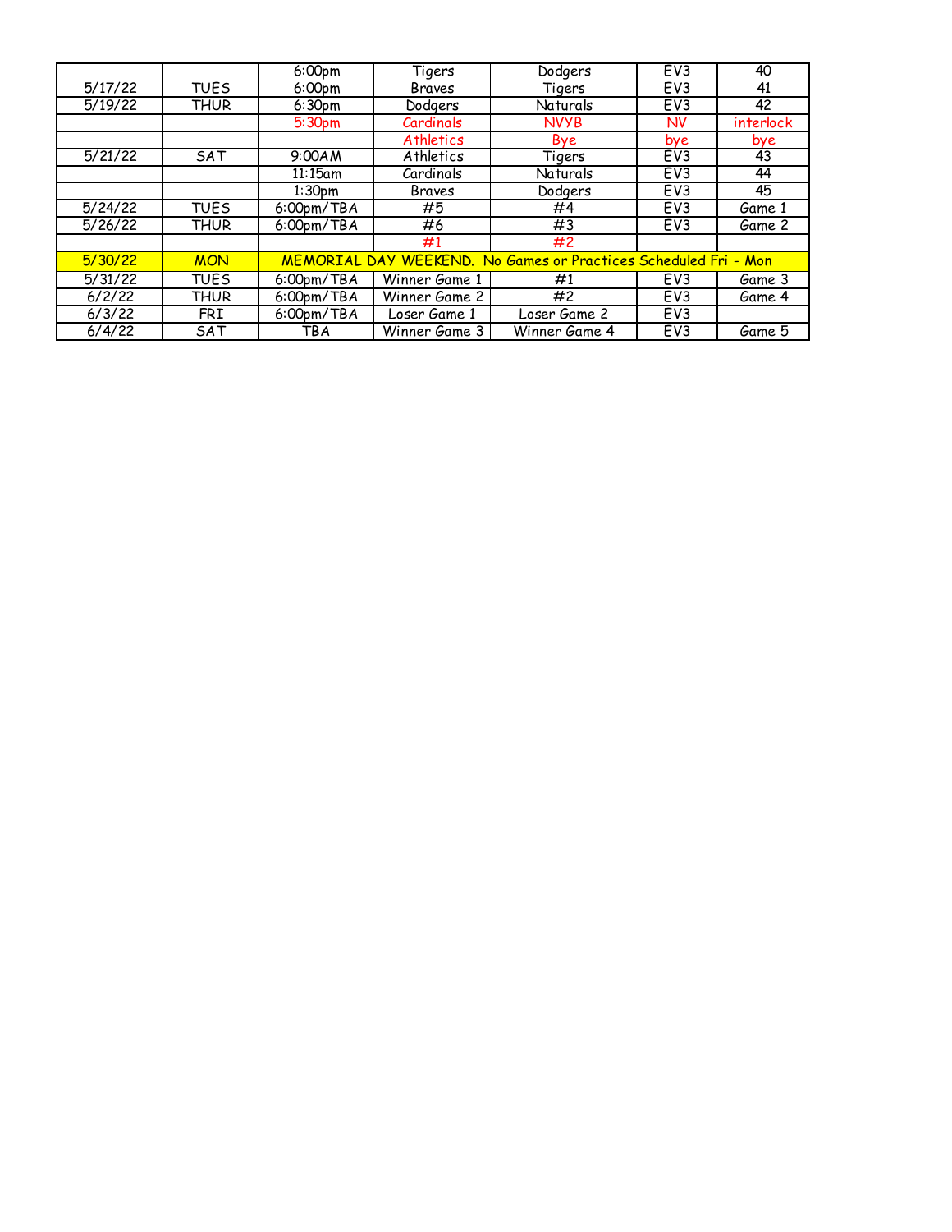| | | | | | | |
|---|---|---|---|---|---|---|
| | | 6:00pm | Tigers | Dodgers | EV3 | 40 |
| 5/17/22 | TUES | 6:00pm | Braves | Tigers | EV3 | 41 |
| 5/19/22 | THUR | 6:30pm | Dodgers | Naturals | EV3 | 42 |
| | | 5:30pm | Cardinals | NVYB | NV | interlock |
| | | | Athletics | Bye | bye | bye |
| 5/21/22 | SAT | 9:00AM | Athletics | Tigers | EV3 | 43 |
| | | 11:15am | Cardinals | Naturals | EV3 | 44 |
| | | 1:30pm | Braves | Dodgers | EV3 | 45 |
| 5/24/22 | TUES | 6:00pm/TBA | #5 | #4 | EV3 | Game 1 |
| 5/26/22 | THUR | 6:00pm/TBA | #6 | #3 | EV3 | Game 2 |
| | | | #1 | #2 | | |
| 5/30/22 | MON | MEMORIAL DAY WEEKEND. No Games or Practices Scheduled Fri - Mon | | | | |
| 5/31/22 | TUES | 6:00pm/TBA | Winner Game 1 | #1 | EV3 | Game 3 |
| 6/2/22 | THUR | 6:00pm/TBA | Winner Game 2 | #2 | EV3 | Game 4 |
| 6/3/22 | FRI | 6:00pm/TBA | Loser Game 1 | Loser Game 2 | EV3 | |
| 6/4/22 | SAT | TBA | Winner Game 3 | Winner Game 4 | EV3 | Game 5 |